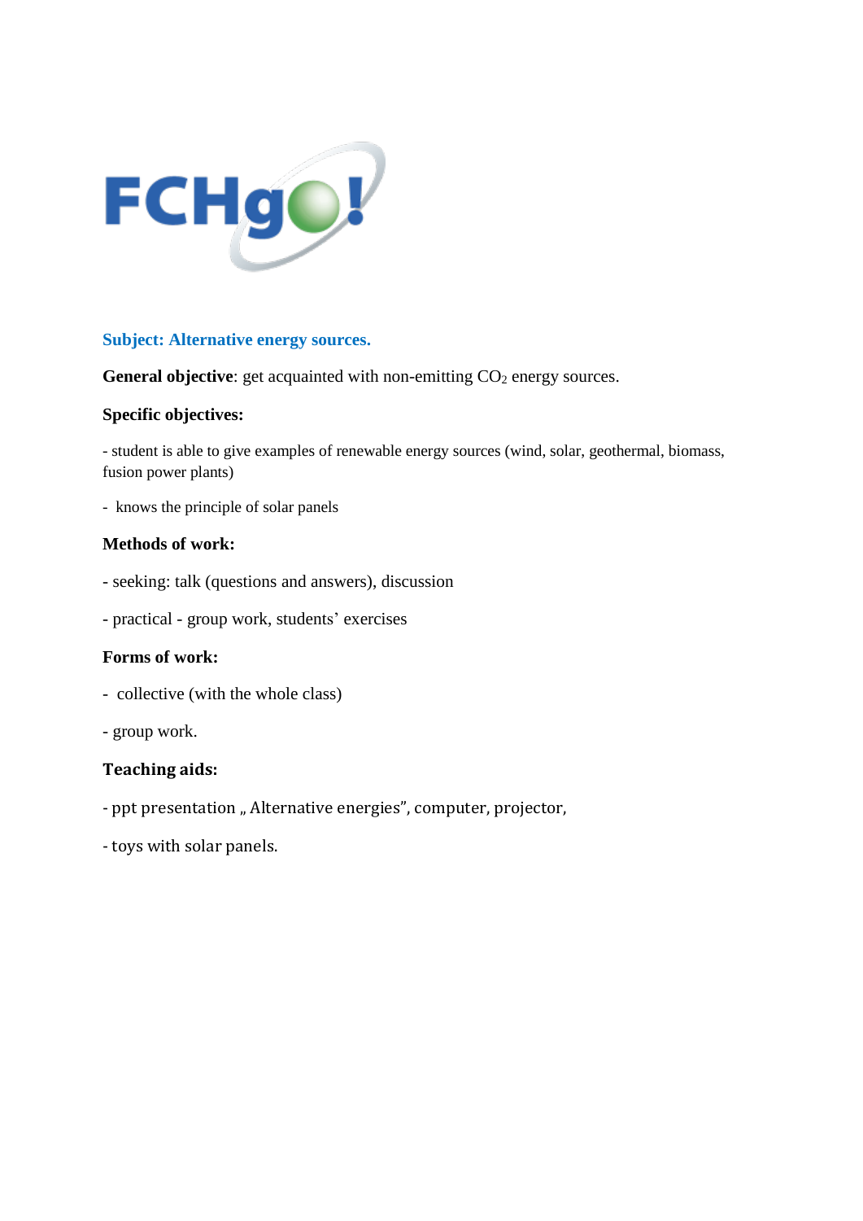**FCHgo!**

## Subject: Alternative energy sources.

**General objective**: get acquainted with non-emitting $CO_2$ energy sources.

**Specific objectives:**

- student is able to give examples of renewable energy sources (wind, solar, geothermal, biomass, fusion power plants)
- knows the principle of solar panels

**Methods of work:**

- seeking: talk (questions and answers), discussion
- practical - group work, students' exercises

**Forms of work:**

- collective (with the whole class)
- group work.

**Teaching aids:**

- ppt presentation „ Alternative energies", computer, projector,
- toys with solar panels.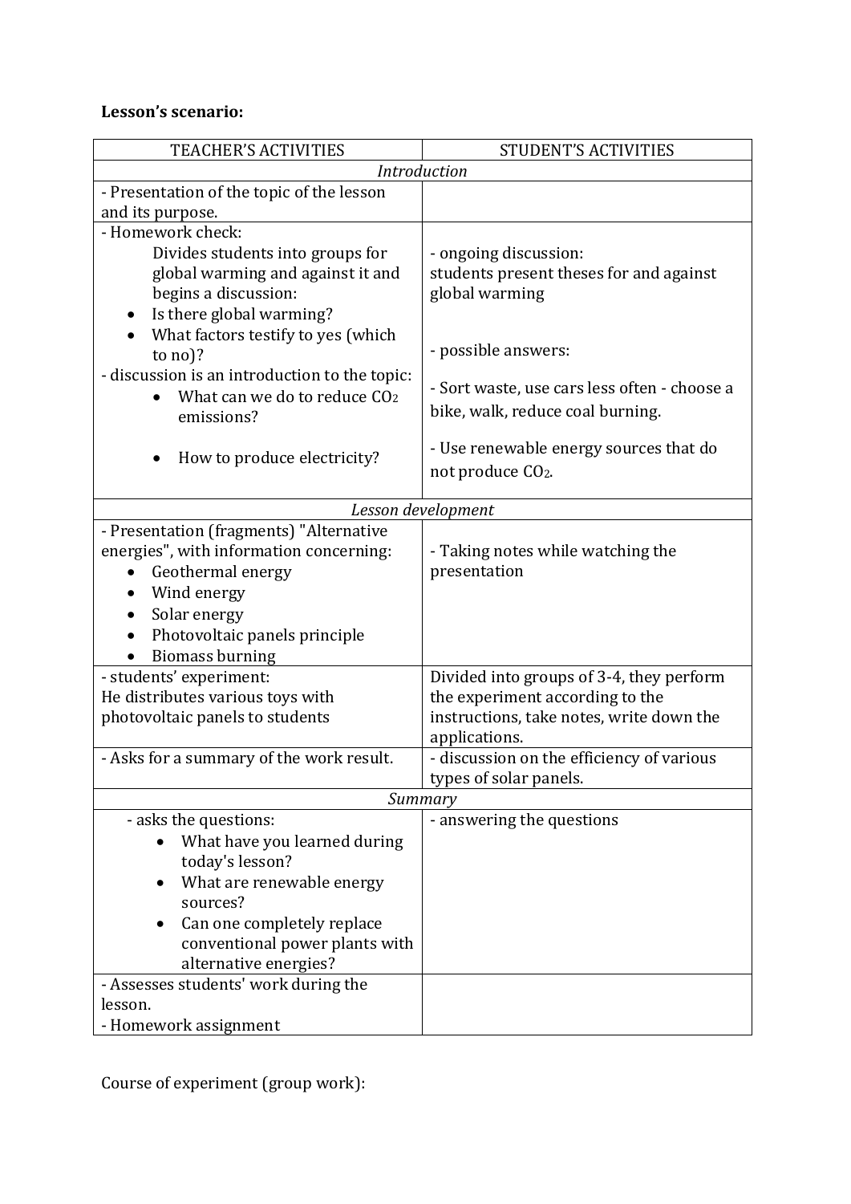**Lesson's scenario:**

| TEACHER'S ACTIVITIES | STUDENT'S ACTIVITIES |
|---|---|
| *Introduction* | |
| - Presentation of the topic of the lesson and its purpose. | |
| - Homework check: Divides students into groups for global warming and against it and begins a discussion: • Is there global warming? • What factors testify to yes (which to no)? - discussion is an introduction to the topic: • What can we do to reduce $CO_2$ emissions? • How to produce electricity? | - ongoing discussion: students present theses for and against global warming - possible answers: - Sort waste, use cars less often - choose a bike, walk, reduce coal burning. - Use renewable energy sources that do not produce $CO_2$. |
| *Lesson development* | |
| - Presentation (fragments) "Alternative energies", with information concerning: • Geothermal energy • Wind energy • Solar energy • Photovoltaic panels principle • Biomass burning | - Taking notes while watching the presentation |
| - students' experiment: He distributes various toys with photovoltaic panels to students | Divided into groups of 3-4, they perform the experiment according to the instructions, take notes, write down the applications. |
| - Asks for a summary of the work result. | - discussion on the efficiency of various types of solar panels. |
| *Summary* | |
| - asks the questions: • What have you learned during today's lesson? • What are renewable energy sources? • Can one completely replace conventional power plants with alternative energies? | - answering the questions |
| - Assesses students' work during the lesson. - Homework assignment | |

Course of experiment (group work):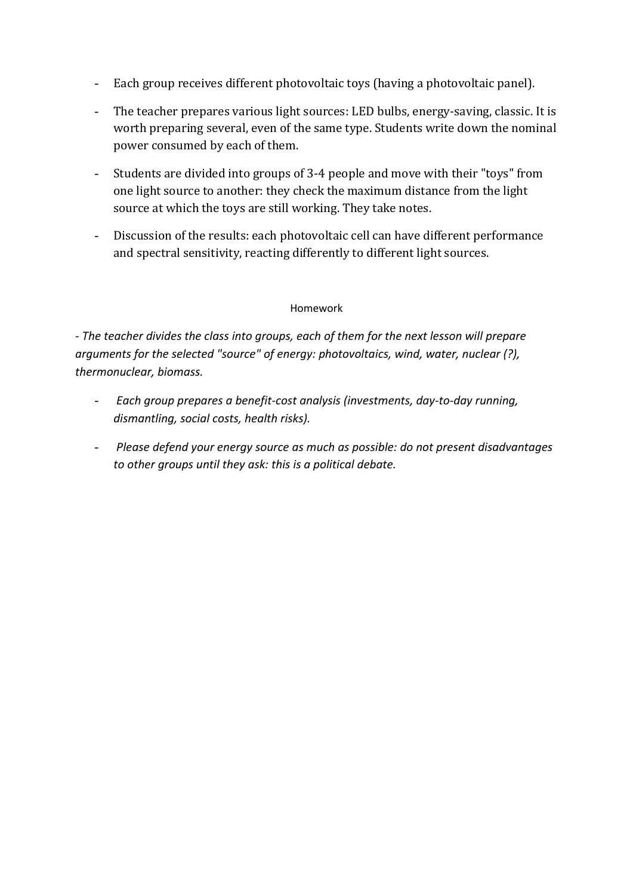- Each group receives different photovoltaic toys (having a photovoltaic panel).
- The teacher prepares various light sources: LED bulbs, energy-saving, classic. It is worth preparing several, even of the same type. Students write down the nominal power consumed by each of them.
- Students are divided into groups of 3-4 people and move with their "toys" from one light source to another: they check the maximum distance from the light source at which the toys are still working. They take notes.
- Discussion of the results: each photovoltaic cell can have different performance and spectral sensitivity, reacting differently to different light sources.

Homework

*- The teacher divides the class into groups, each of them for the next lesson will prepare arguments for the selected "source" of energy: photovoltaics, wind, water, nuclear (?), thermonuclear, biomass.*

- *Each group prepares a benefit-cost analysis (investments, day-to-day running, dismantling, social costs, health risks).*
- *Please defend your energy source as much as possible: do not present disadvantages to other groups until they ask: this is a political debate.*